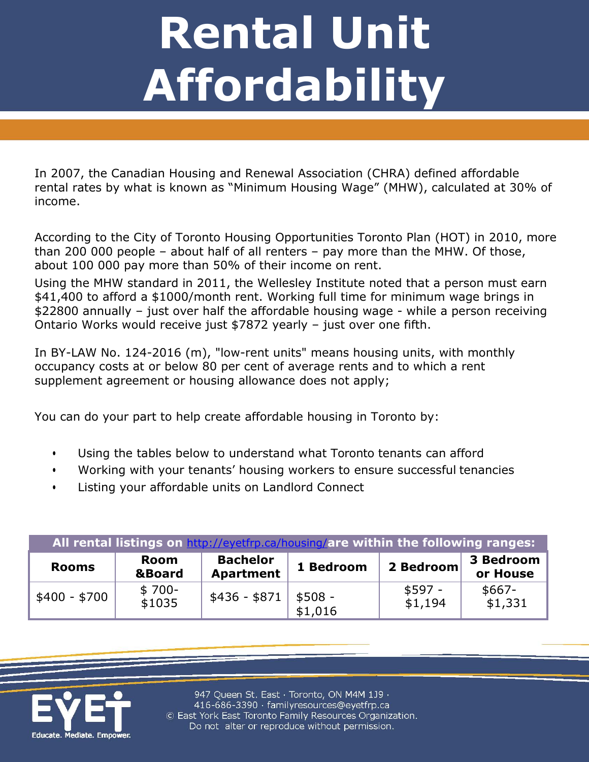# Rental Unit Affordability

In 2007, the Canadian Housing and Renewal Association (CHRA) defined affordable rental rates by what is known as "Minimum Housing Wage" (MHW), calculated at 30% of income.

According to the City of Toronto Housing Opportunities Toronto Plan (HOT) in 2010, more than 200 000 people – about half of all renters – pay more than the MHW. Of those, about 100 000 pay more than 50% of their income on rent.

Using the MHW standard in 2011, the Wellesley Institute noted that a person must earn $41,400 to afford a $1000/month rent. Working full time for minimum wage brings in $22800 annually – just over half the affordable housing wage - while a person receiving Ontario Works would receive just $7872 yearly – just over one fifth.

In BY-LAW No. 124-2016 (m), "low-rent units" means housing units, with monthly occupancy costs at or below 80 per cent of average rents and to which a rent supplement agreement or housing allowance does not apply;

You can do your part to help create affordable housing in Toronto by:

- Using the tables below to understand what Toronto tenants can afford
- Working with your tenants' housing workers to ensure successful tenancies
- Listing your affordable units on Landlord Connect

**All rental listings on http://eyetfrp.ca/housing/ are within the following ranges:**

| Rooms | Room &Board | Bachelor Apartment | 1 Bedroom | 2 Bedroom | 3 Bedroom or House |
|---|---|---|---|---|---|
| $400 - $700 | $ 700- $1035 | $436 - $871 | $508 - $1,016 | $597 - $1,194 | $667- $1,331 |

947 Queen St. East · Toronto, ON M4M 1J9 · 416-686-3390 · familyresources@eyetfrp.ca
© East York East Toronto Family Resources Organization. Do not alter or reproduce without permission.

Educate. Mediate. Empower.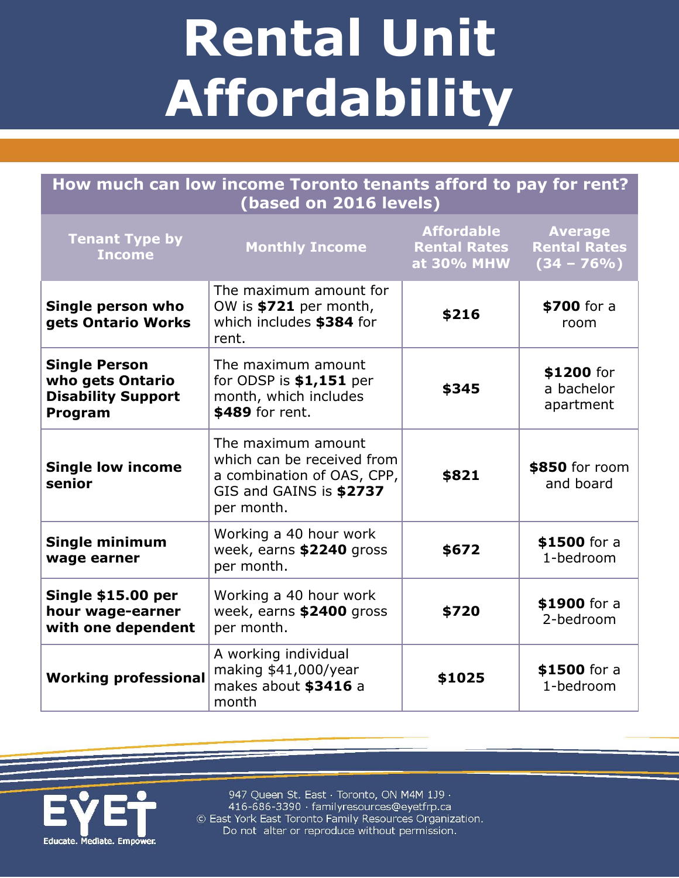# Rental Unit Affordability

| How much can low income Toronto tenants afford to pay for rent? (based on 2016 levels) | | | |
|---|---|---|---|
| **Tenant Type by Income** | **Monthly Income** | **Affordable Rental Rates at 30% MHW** | **Average Rental Rates (34 – 76%)** |
| **Single person who gets Ontario Works** | The maximum amount for OW is **$721** per month, which includes **$384** for rent. | **$216** | **$700** for a room |
| **Single Person who gets Ontario Disability Support Program** | The maximum amount for ODSP is **$1,151** per month, which includes **$489** for rent. | **$345** | **$1200** for a bachelor apartment |
| **Single low income senior** | The maximum amount which can be received from a combination of OAS, CPP, GIS and GAINS is **$2737** per month. | **$821** | **$850** for room and board |
| **Single minimum wage earner** | Working a 40 hour work week, earns **$2240** gross per month. | **$672** | **$1500** for a 1-bedroom |
| **Single $15.00 per hour wage-earner with one dependent** | Working a 40 hour work week, earns **$2400** gross per month. | **$720** | **$1900** for a 2-bedroom |
| **Working professional** | A working individual making $41,000/year makes about **$3416** a month | **$1025** | **$1500** for a 1-bedroom |

EYET Educate. Mediate. Empower.

947 Queen St. East · Toronto, ON M4M 1J9 · 416-686-3390 · familyresources@eyetfrp.ca
© East York East Toronto Family Resources Organization. Do not alter or reproduce without permission.